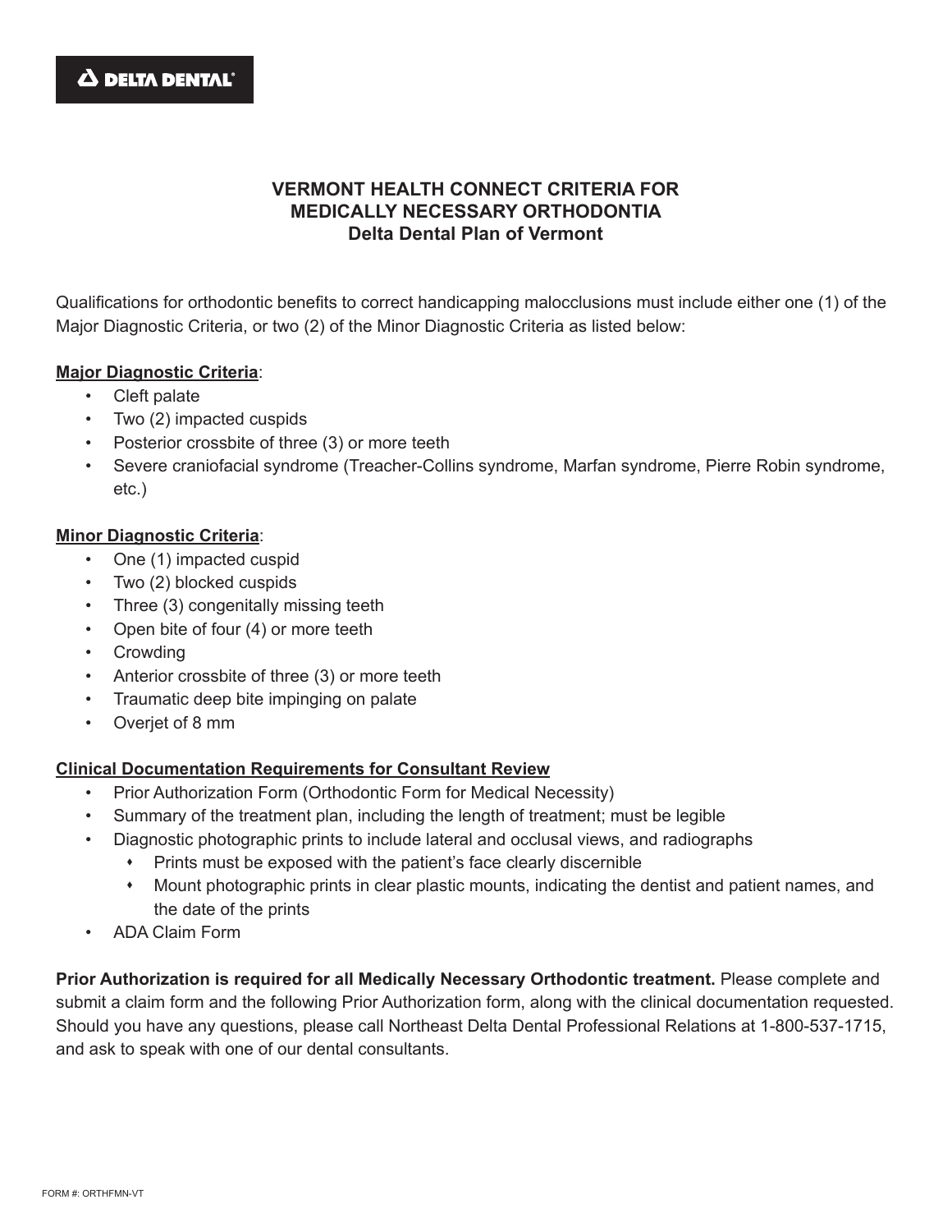DELTA DENTAL®

# VERMONT HEALTH CONNECT CRITERIA FOR MEDICALLY NECESSARY ORTHODONTIA
## Delta Dental Plan of Vermont

Qualifications for orthodontic benefits to correct handicapping malocclusions must include either one (1) of the Major Diagnostic Criteria, or two (2) of the Minor Diagnostic Criteria as listed below:

**Major Diagnostic Criteria**:

- Cleft palate
- Two (2) impacted cuspids
- Posterior crossbite of three (3) or more teeth
- Severe craniofacial syndrome (Treacher-Collins syndrome, Marfan syndrome, Pierre Robin syndrome, etc.)

**Minor Diagnostic Criteria**:

- One (1) impacted cuspid
- Two (2) blocked cuspids
- Three (3) congenitally missing teeth
- Open bite of four (4) or more teeth
- Crowding
- Anterior crossbite of three (3) or more teeth
- Traumatic deep bite impinging on palate
- Overjet of 8 mm

**Clinical Documentation Requirements for Consultant Review**

- Prior Authorization Form (Orthodontic Form for Medical Necessity)
- Summary of the treatment plan, including the length of treatment; must be legible
- Diagnostic photographic prints to include lateral and occlusal views, and radiographs
  - Prints must be exposed with the patient's face clearly discernible
  - Mount photographic prints in clear plastic mounts, indicating the dentist and patient names, and the date of the prints
- ADA Claim Form

**Prior Authorization is required for all Medically Necessary Orthodontic treatment.** Please complete and submit a claim form and the following Prior Authorization form, along with the clinical documentation requested. Should you have any questions, please call Northeast Delta Dental Professional Relations at 1-800-537-1715, and ask to speak with one of our dental consultants.

FORM #: ORTHFMN-VT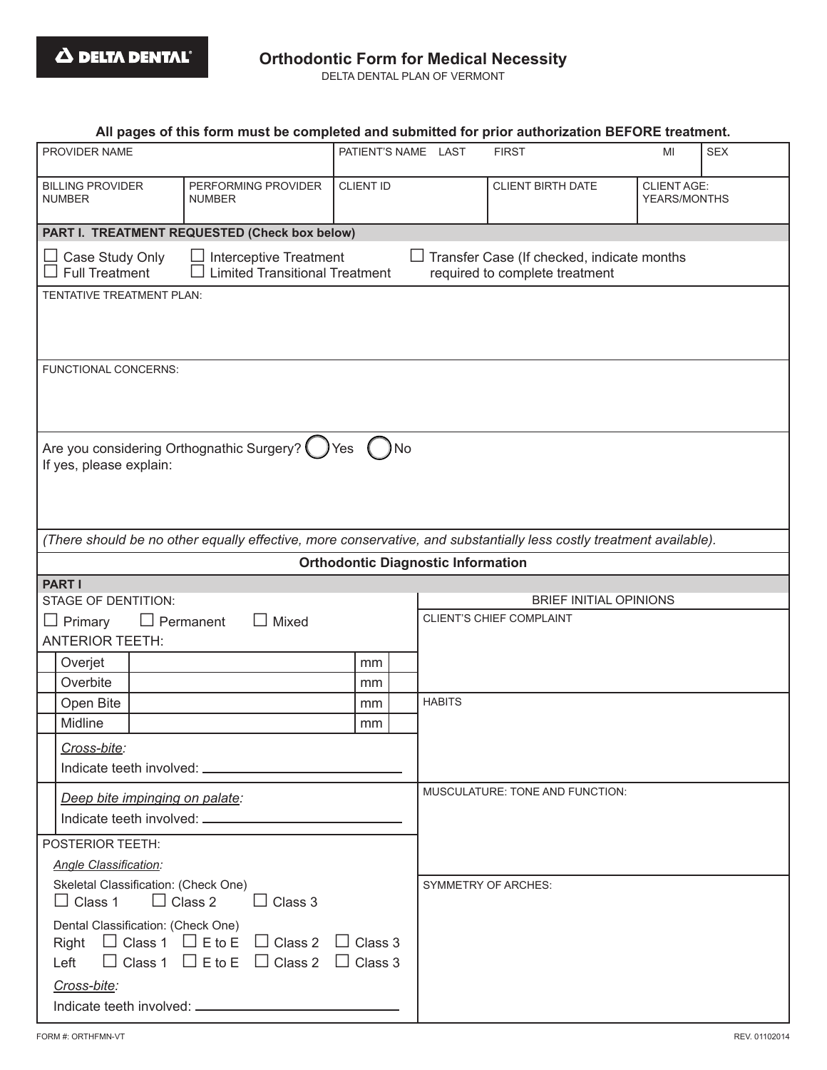**DELTA DENTAL**

# Orthodontic Form for Medical Necessity

DELTA DENTAL PLAN OF VERMONT

**All pages of this form must be completed and submitted for prior authorization BEFORE treatment.**

| PROVIDER NAME | | PATIENT'S NAME LAST | FIRST | MI | SEX |
|---|---|---|---|---|---|
| BILLING PROVIDER NUMBER | PERFORMING PROVIDER NUMBER | CLIENT ID | CLIENT BIRTH DATE | CLIENT AGE: YEARS/MONTHS | |

**PART I. TREATMENT REQUESTED (Check box below)**

☐ Case Study Only ☐ Interceptive Treatment ☐ Transfer Case (If checked, indicate months required to complete treatment
☐ Full Treatment ☐ Limited Transitional Treatment

TENTATIVE TREATMENT PLAN:

FUNCTIONAL CONCERNS:

Are you considering Orthognathic Surgery? ◯ Yes ◯ No
If yes, please explain:

*(There should be no other equally effective, more conservative, and substantially less costly treatment available).*

## Orthodontic Diagnostic Information

**PART I**

STAGE OF DENTITION:

☐ Primary ☐ Permanent ☐ Mixed

ANTERIOR TEETH:

| | | | |
|---|---|---|---|
| Overjet | | mm | |
| Overbite | | mm | |
| Open Bite | | mm | |
| Midline | | mm | |

*Cross-bite:*
Indicate teeth involved: ______________________

*Deep bite impinging on palate:*
Indicate teeth involved: ______________________

POSTERIOR TEETH:

*Angle Classification:*

Skeletal Classification: (Check One)
☐ Class 1 ☐ Class 2 ☐ Class 3

Dental Classification: (Check One)
Right ☐ Class 1 ☐ E to E ☐ Class 2 ☐ Class 3
Left ☐ Class 1 ☐ E to E ☐ Class 2 ☐ Class 3

*Cross-bite:*
Indicate teeth involved: ______________________

BRIEF INITIAL OPINIONS

CLIENT'S CHIEF COMPLAINT

HABITS

MUSCULATURE: TONE AND FUNCTION:

SYMMETRY OF ARCHES:

FORM #: ORTHFMN-VT REV. 01102014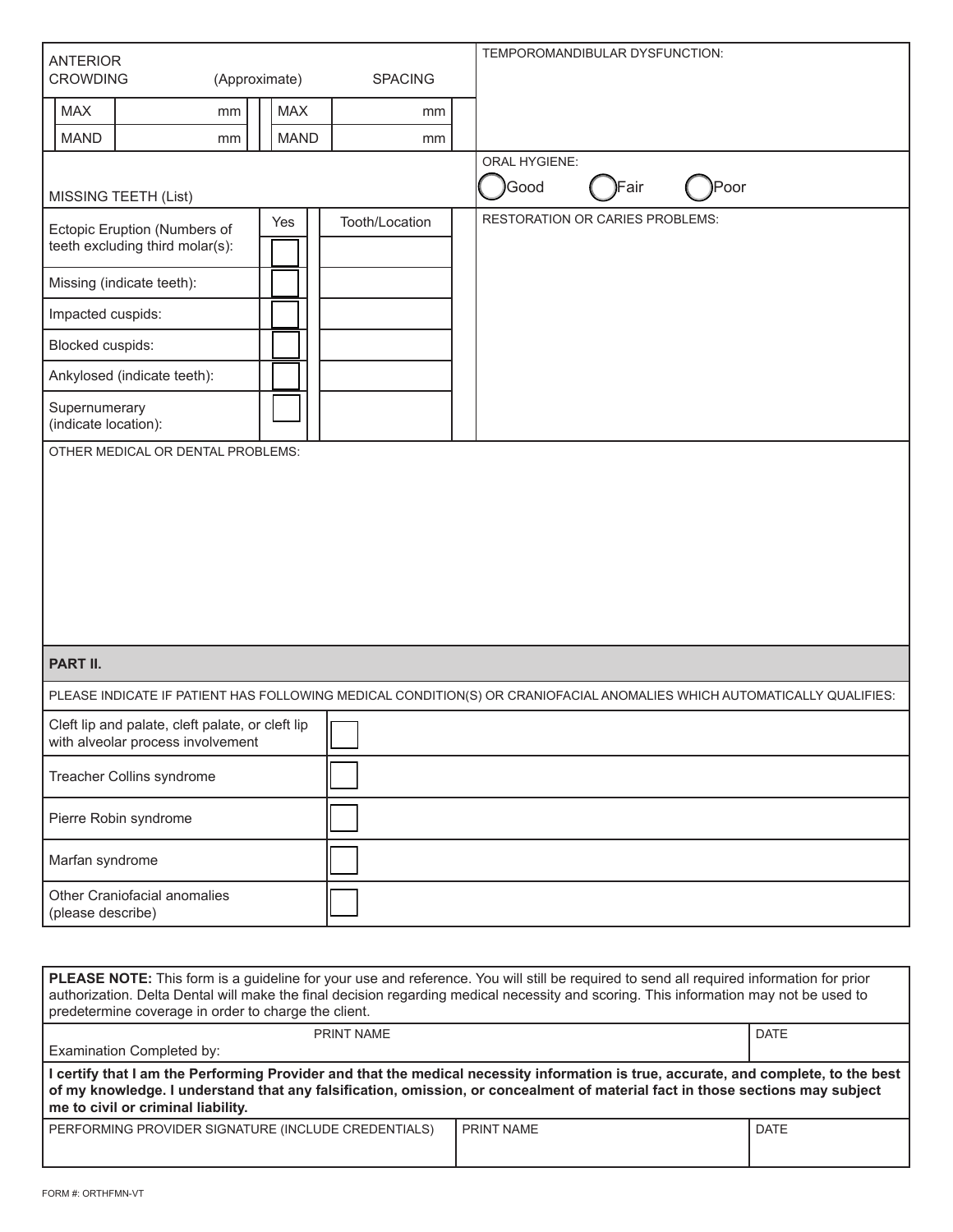| ANTERIOR CROWDING | (Approximate) | SPACING | | TEMPOROMANDIBULAR DYSFUNCTION: |
|---|---|---|---|---|
| MAX | mm | MAX | mm | |
| MAND | mm | MAND | mm | |

| MISSING TEETH (List) | ORAL HYGIENE: ◯ Good ◯ Fair ◯ Poor |
|---|---|

| | Yes | Tooth/Location | RESTORATION OR CARIES PROBLEMS: |
|---|---|---|---|
| Ectopic Eruption (Numbers of teeth excluding third molar(s): | ☐ | | |
| Missing (indicate teeth): | ☐ | | |
| Impacted cuspids: | ☐ | | |
| Blocked cuspids: | ☐ | | |
| Ankylosed (indicate teeth): | ☐ | | |
| Supernumerary (indicate location): | ☐ | | |

OTHER MEDICAL OR DENTAL PROBLEMS:

## PART II.

PLEASE INDICATE IF PATIENT HAS FOLLOWING MEDICAL CONDITION(S) OR CRANIOFACIAL ANOMALIES WHICH AUTOMATICALLY QUALIFIES:

| Condition | |
|---|---|
| Cleft lip and palate, cleft palate, or cleft lip with alveolar process involvement | ☐ |
| Treacher Collins syndrome | ☐ |
| Pierre Robin syndrome | ☐ |
| Marfan syndrome | ☐ |
| Other Craniofacial anomalies (please describe) | ☐ |

**PLEASE NOTE:** This form is a guideline for your use and reference. You will still be required to send all required information for prior authorization. Delta Dental will make the final decision regarding medical necessity and scoring. This information may not be used to predetermine coverage in order to charge the client.

| Examination Completed by: PRINT NAME | DATE |
|---|---|
| | |

**I certify that I am the Performing Provider and that the medical necessity information is true, accurate, and complete, to the best of my knowledge. I understand that any falsification, omission, or concealment of material fact in those sections may subject me to civil or criminal liability.**

| PERFORMING PROVIDER SIGNATURE (INCLUDE CREDENTIALS) | PRINT NAME | DATE |
|---|---|---|
| | | |

FORM #: ORTHFMN-VT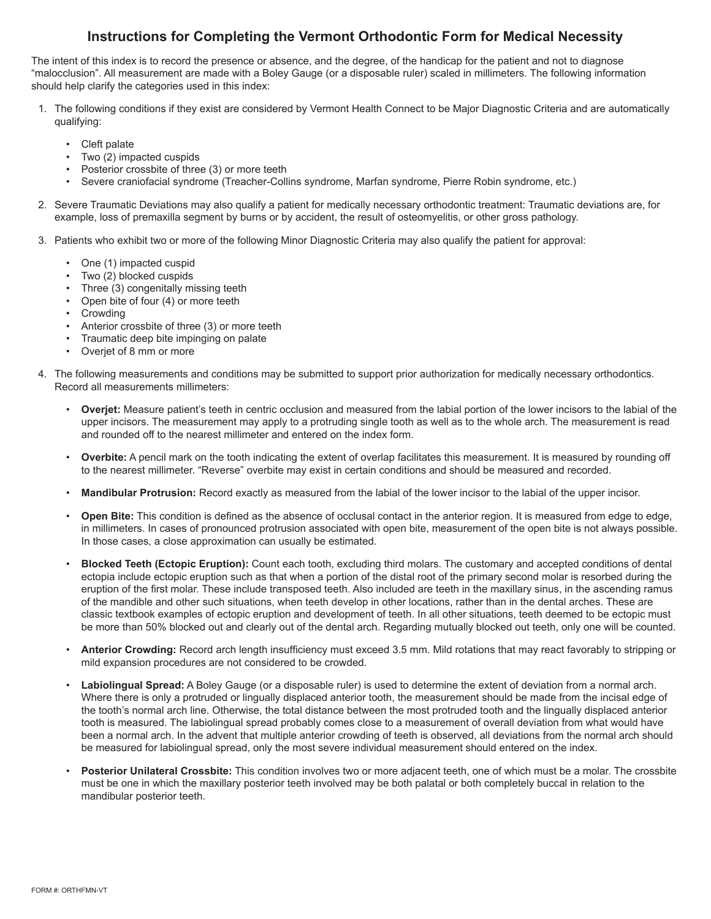# Instructions for Completing the Vermont Orthodontic Form for Medical Necessity

The intent of this index is to record the presence or absence, and the degree, of the handicap for the patient and not to diagnose "malocclusion". All measurement are made with a Boley Gauge (or a disposable ruler) scaled in millimeters. The following information should help clarify the categories used in this index:

1. The following conditions if they exist are considered by Vermont Health Connect to be Major Diagnostic Criteria and are automatically qualifying:
   - Cleft palate
   - Two (2) impacted cuspids
   - Posterior crossbite of three (3) or more teeth
   - Severe craniofacial syndrome (Treacher-Collins syndrome, Marfan syndrome, Pierre Robin syndrome, etc.)

2. Severe Traumatic Deviations may also qualify a patient for medically necessary orthodontic treatment: Traumatic deviations are, for example, loss of premaxilla segment by burns or by accident, the result of osteomyelitis, or other gross pathology.

3. Patients who exhibit two or more of the following Minor Diagnostic Criteria may also qualify the patient for approval:
   - One (1) impacted cuspid
   - Two (2) blocked cuspids
   - Three (3) congenitally missing teeth
   - Open bite of four (4) or more teeth
   - Crowding
   - Anterior crossbite of three (3) or more teeth
   - Traumatic deep bite impinging on palate
   - Overjet of 8 mm or more

4. The following measurements and conditions may be submitted to support prior authorization for medically necessary orthodontics. Record all measurements millimeters:
   - **Overjet:** Measure patient's teeth in centric occlusion and measured from the labial portion of the lower incisors to the labial of the upper incisors. The measurement may apply to a protruding single tooth as well as to the whole arch. The measurement is read and rounded off to the nearest millimeter and entered on the index form.
   - **Overbite:** A pencil mark on the tooth indicating the extent of overlap facilitates this measurement. It is measured by rounding off to the nearest millimeter. "Reverse" overbite may exist in certain conditions and should be measured and recorded.
   - **Mandibular Protrusion:** Record exactly as measured from the labial of the lower incisor to the labial of the upper incisor.
   - **Open Bite:** This condition is defined as the absence of occlusal contact in the anterior region. It is measured from edge to edge, in millimeters. In cases of pronounced protrusion associated with open bite, measurement of the open bite is not always possible. In those cases, a close approximation can usually be estimated.
   - **Blocked Teeth (Ectopic Eruption):** Count each tooth, excluding third molars. The customary and accepted conditions of dental ectopia include ectopic eruption such as that when a portion of the distal root of the primary second molar is resorbed during the eruption of the first molar. These include transposed teeth. Also included are teeth in the maxillary sinus, in the ascending ramus of the mandible and other such situations, when teeth develop in other locations, rather than in the dental arches. These are classic textbook examples of ectopic eruption and development of teeth. In all other situations, teeth deemed to be ectopic must be more than 50% blocked out and clearly out of the dental arch. Regarding mutually blocked out teeth, only one will be counted.
   - **Anterior Crowding:** Record arch length insufficiency must exceed 3.5 mm. Mild rotations that may react favorably to stripping or mild expansion procedures are not considered to be crowded.
   - **Labiolingual Spread:** A Boley Gauge (or a disposable ruler) is used to determine the extent of deviation from a normal arch. Where there is only a protruded or lingually displaced anterior tooth, the measurement should be made from the incisal edge of the tooth's normal arch line. Otherwise, the total distance between the most protruded tooth and the lingually displaced anterior tooth is measured. The labiolingual spread probably comes close to a measurement of overall deviation from what would have been a normal arch. In the advent that multiple anterior crowding of teeth is observed, all deviations from the normal arch should be measured for labiolingual spread, only the most severe individual measurement should entered on the index.
   - **Posterior Unilateral Crossbite:** This condition involves two or more adjacent teeth, one of which must be a molar. The crossbite must be one in which the maxillary posterior teeth involved may be both palatal or both completely buccal in relation to the mandibular posterior teeth.

FORM #: ORTHFMN-VT